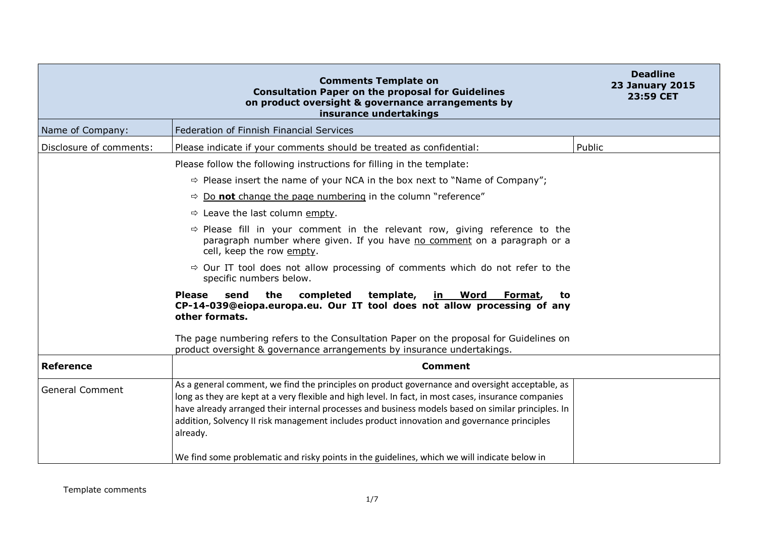| Comments Template on Consultation Paper on the proposal for Guidelines on product oversight & governance arrangements by insurance undertakings | | Deadline 23 January 2015 23:59 CET |
|---|---|---|
| Name of Company: | Federation of Finnish Financial Services | |
| Disclosure of comments: | Please indicate if your comments should be treated as confidential: | Public |
| | Please follow the following instructions for filling in the template:<br>⇨ Please insert the name of your NCA in the box next to "Name of Company";<br>⇨ <u>Do **not** change the page numbering</u> in the column "reference"<br>⇨ Leave the last column <u>empty</u>.<br>⇨ Please fill in your comment in the relevant row, giving reference to the paragraph number where given. If you have <u>no comment</u> on a paragraph or a cell, keep the row <u>empty</u>.<br>⇨ Our IT tool does not allow processing of comments which do not refer to the specific numbers below.<br>**Please send the completed template, <u>in Word Format</u>, to CP-14-039@eiopa.europa.eu. Our IT tool does not allow processing of any other formats.**<br>The page numbering refers to the Consultation Paper on the proposal for Guidelines on product oversight & governance arrangements by insurance undertakings. | |
| **Reference** | **Comment** | |
| General Comment | As a general comment, we find the principles on product governance and oversight acceptable, as long as they are kept at a very flexible and high level. In fact, in most cases, insurance companies have already arranged their internal processes and business models based on similar principles. In addition, Solvency II risk management includes product innovation and governance principles already.<br><br>We find some problematic and risky points in the guidelines, which we will indicate below in | |

Template comments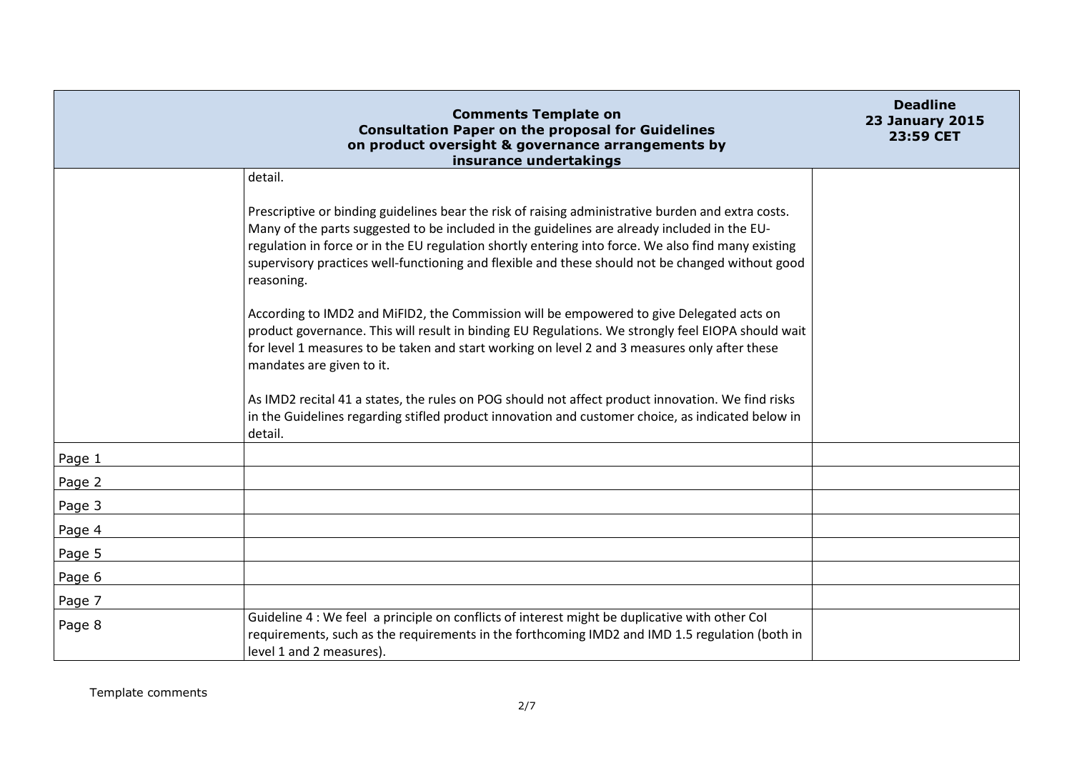| Comments Template on Consultation Paper on the proposal for Guidelines on product oversight & governance arrangements by insurance undertakings | | Deadline 23 January 2015 23:59 CET |
|---|---|---|
| | detail.<br><br>Prescriptive or binding guidelines bear the risk of raising administrative burden and extra costs. Many of the parts suggested to be included in the guidelines are already included in the EU-regulation in force or in the EU regulation shortly entering into force. We also find many existing supervisory practices well-functioning and flexible and these should not be changed without good reasoning.<br><br>According to IMD2 and MiFID2, the Commission will be empowered to give Delegated acts on product governance. This will result in binding EU Regulations. We strongly feel EIOPA should wait for level 1 measures to be taken and start working on level 2 and 3 measures only after these mandates are given to it.<br><br>As IMD2 recital 41 a states, the rules on POG should not affect product innovation. We find risks in the Guidelines regarding stifled product innovation and customer choice, as indicated below in detail. | |
| Page 1 | | |
| Page 2 | | |
| Page 3 | | |
| Page 4 | | |
| Page 5 | | |
| Page 6 | | |
| Page 7 | | |
| Page 8 | Guideline 4 : We feel a principle on conflicts of interest might be duplicative with other CoI requirements, such as the requirements in the forthcoming IMD2 and IMD 1.5 regulation (both in level 1 and 2 measures). | |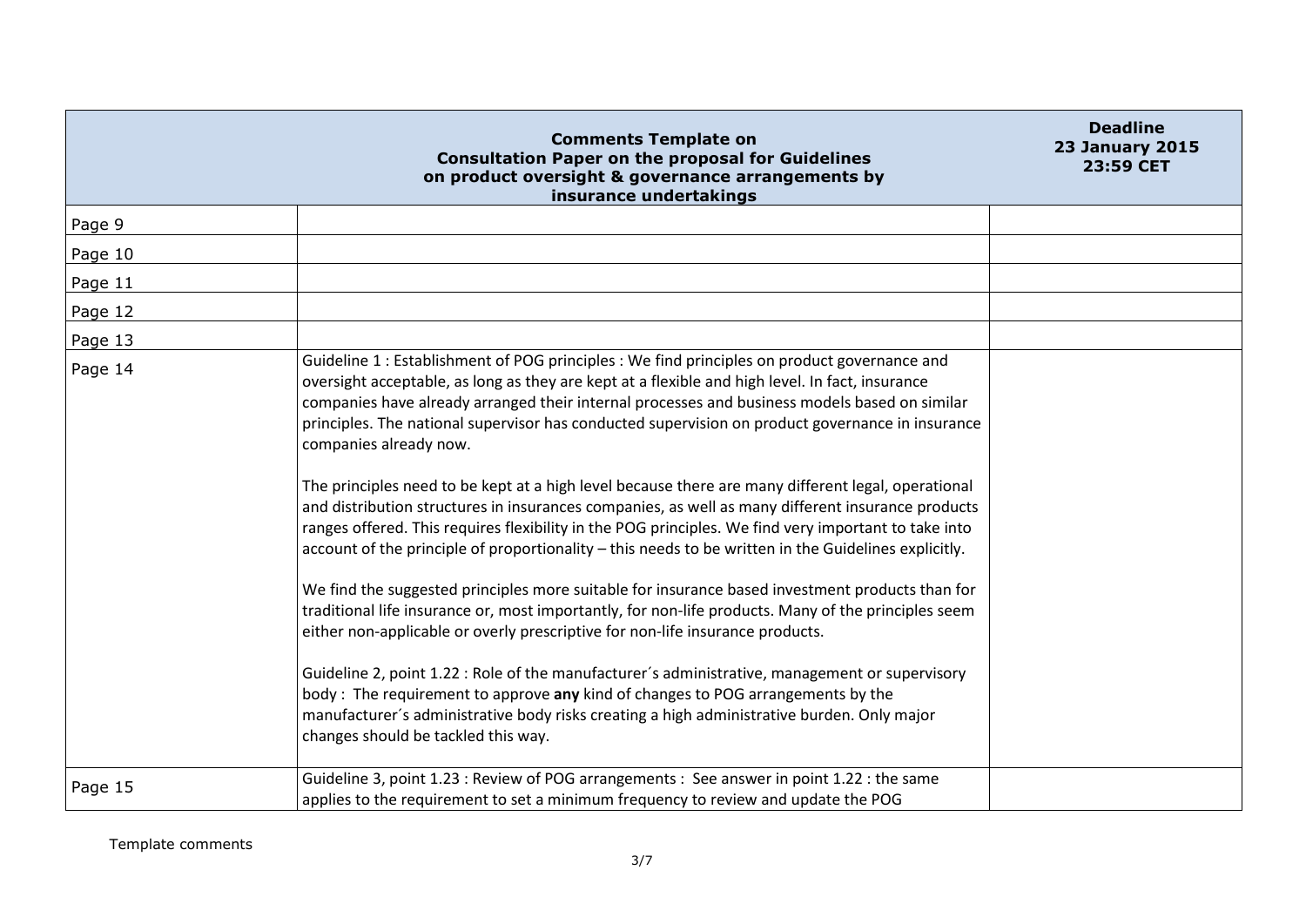| Comments Template on Consultation Paper on the proposal for Guidelines on product oversight & governance arrangements by insurance undertakings | | Deadline 23 January 2015 23:59 CET |
|---|---|---|
| Page 9 | | |
| Page 10 | | |
| Page 11 | | |
| Page 12 | | |
| Page 13 | | |
| Page 14 | Guideline 1 : Establishment of POG principles : We find principles on product governance and oversight acceptable, as long as they are kept at a flexible and high level. In fact, insurance companies have already arranged their internal processes and business models based on similar principles. The national supervisor has conducted supervision on product governance in insurance companies already now.<br><br>The principles need to be kept at a high level because there are many different legal, operational and distribution structures in insurances companies, as well as many different insurance products ranges offered. This requires flexibility in the POG principles. We find very important to take into account of the principle of proportionality – this needs to be written in the Guidelines explicitly.<br><br>We find the suggested principles more suitable for insurance based investment products than for traditional life insurance or, most importantly, for non-life products. Many of the principles seem either non-applicable or overly prescriptive for non-life insurance products.<br><br>Guideline 2, point 1.22 : Role of the manufacturer´s administrative, management or supervisory body : The requirement to approve **any** kind of changes to POG arrangements by the manufacturer´s administrative body risks creating a high administrative burden. Only major changes should be tackled this way. | |
| Page 15 | Guideline 3, point 1.23 : Review of POG arrangements : See answer in point 1.22 : the same applies to the requirement to set a minimum frequency to review and update the POG | |

Template comments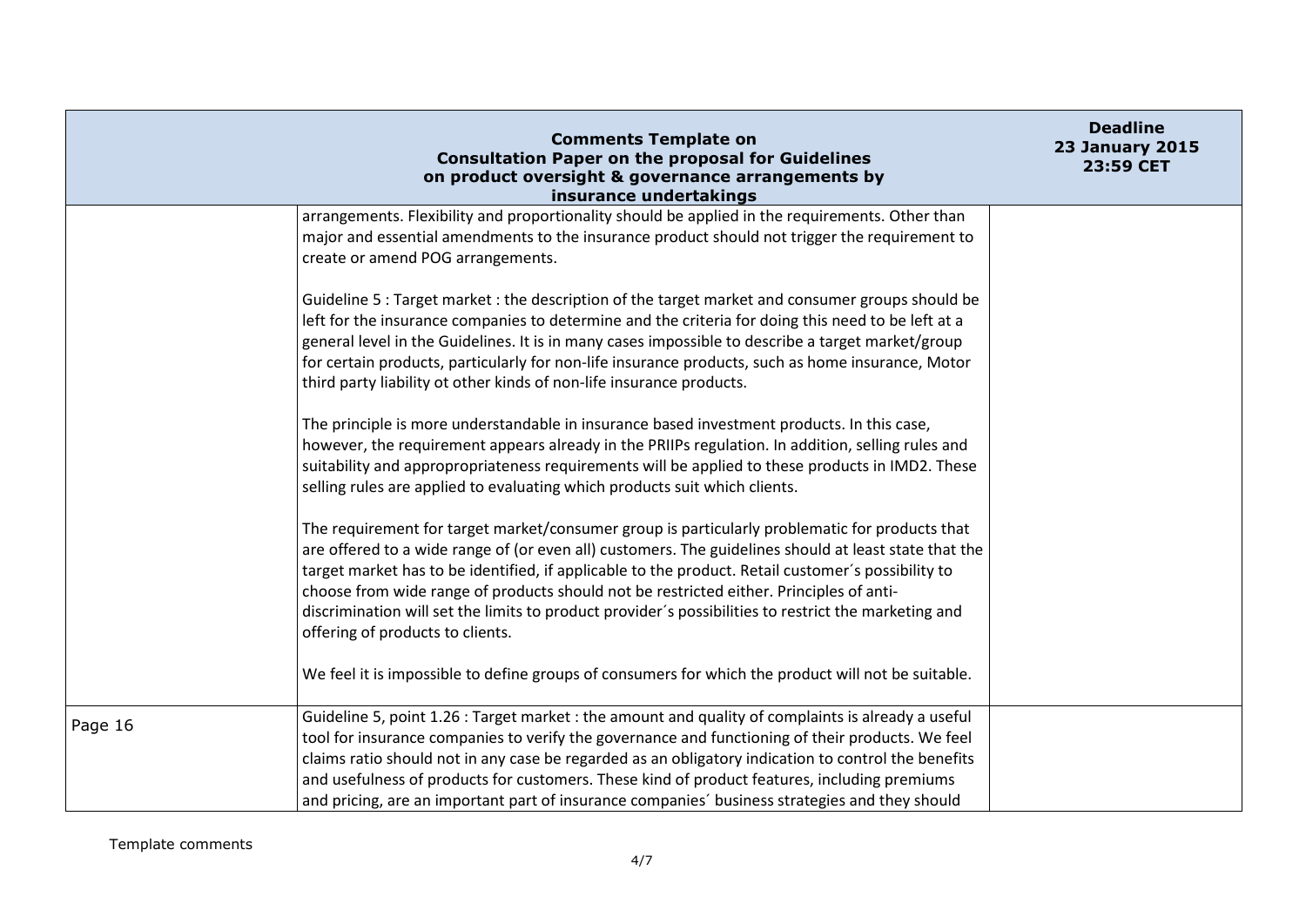| | | |
|---|---|---|
| | arrangements. Flexibility and proportionality should be applied in the requirements. Other than major and essential amendments to the insurance product should not trigger the requirement to create or amend POG arrangements.<br><br>Guideline 5 : Target market : the description of the target market and consumer groups should be left for the insurance companies to determine and the criteria for doing this need to be left at a general level in the Guidelines. It is in many cases impossible to describe a target market/group for certain products, particularly for non-life insurance products, such as home insurance, Motor third party liability ot other kinds of non-life insurance products.<br><br>The principle is more understandable in insurance based investment products. In this case, however, the requirement appears already in the PRIIPs regulation. In addition, selling rules and suitability and appropropriateness requirements will be applied to these products in IMD2. These selling rules are applied to evaluating which products suit which clients.<br><br>The requirement for target market/consumer group is particularly problematic for products that are offered to a wide range of (or even all) customers. The guidelines should at least state that the target market has to be identified, if applicable to the product. Retail customer´s possibility to choose from wide range of products should not be restricted either. Principles of anti-discrimination will set the limits to product provider´s possibilities to restrict the marketing and offering of products to clients.<br><br>We feel it is impossible to define groups of consumers for which the product will not be suitable. | |
| Page 16 | Guideline 5, point 1.26 : Target market : the amount and quality of complaints is already a useful tool for insurance companies to verify the governance and functioning of their products. We feel claims ratio should not in any case be regarded as an obligatory indication to control the benefits and usefulness of products for customers. These kind of product features, including premiums and pricing, are an important part of insurance companies´ business strategies and they should | |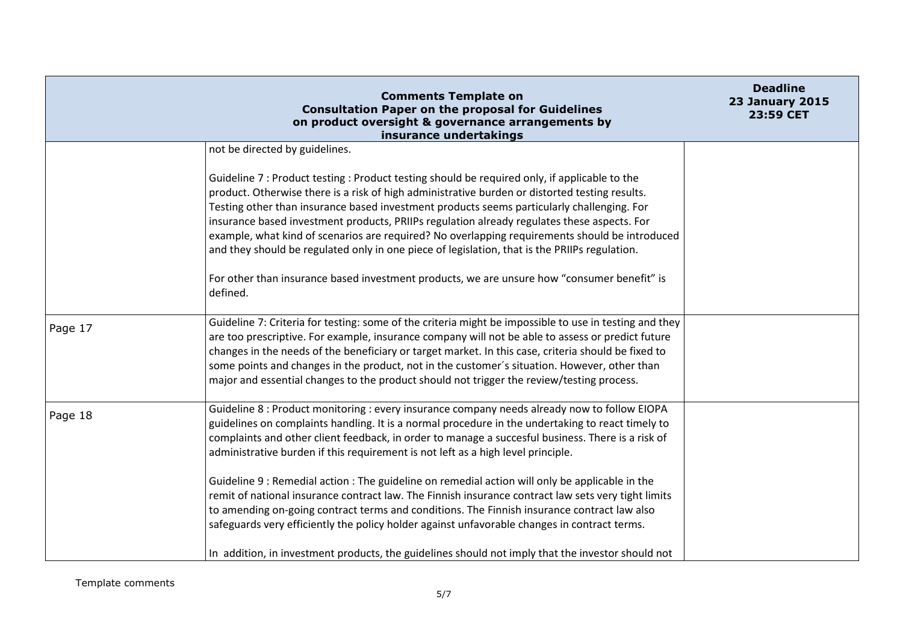| Comments Template on Consultation Paper on the proposal for Guidelines on product oversight & governance arrangements by insurance undertakings | | Deadline 23 January 2015 23:59 CET |
|---|---|---|
| | not be directed by guidelines.<br><br>Guideline 7 : Product testing : Product testing should be required only, if applicable to the product. Otherwise there is a risk of high administrative burden or distorted testing results. Testing other than insurance based investment products seems particularly challenging. For insurance based investment products, PRIIPs regulation already regulates these aspects. For example, what kind of scenarios are required? No overlapping requirements should be introduced and they should be regulated only in one piece of legislation, that is the PRIIPs regulation.<br><br>For other than insurance based investment products, we are unsure how "consumer benefit" is defined. | |
| Page 17 | Guideline 7: Criteria for testing: some of the criteria might be impossible to use in testing and they are too prescriptive. For example, insurance company will not be able to assess or predict future changes in the needs of the beneficiary or target market. In this case, criteria should be fixed to some points and changes in the product, not in the customer´s situation. However, other than major and essential changes to the product should not trigger the review/testing process. | |
| Page 18 | Guideline 8 : Product monitoring : every insurance company needs already now to follow EIOPA guidelines on complaints handling. It is a normal procedure in the undertaking to react timely to complaints and other client feedback, in order to manage a succesful business. There is a risk of administrative burden if this requirement is not left as a high level principle.<br><br>Guideline 9 : Remedial action : The guideline on remedial action will only be applicable in the remit of national insurance contract law. The Finnish insurance contract law sets very tight limits to amending on-going contract terms and conditions. The Finnish insurance contract law also safeguards very efficiently the policy holder against unfavorable changes in contract terms.<br><br>In addition, in investment products, the guidelines should not imply that the investor should not | |

Template comments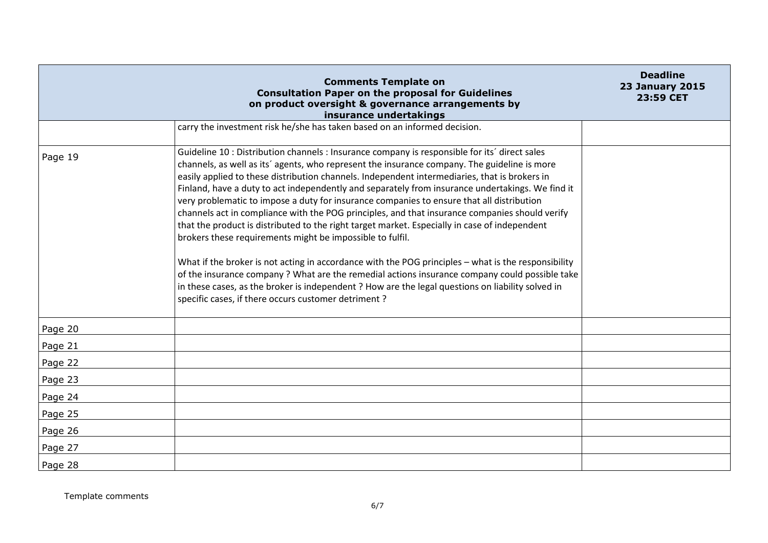| Comments Template on Consultation Paper on the proposal for Guidelines on product oversight & governance arrangements by insurance undertakings | | Deadline 23 January 2015 23:59 CET |
|---|---|---|
| | carry the investment risk he/she has taken based on an informed decision. | |
| Page 19 | Guideline 10 : Distribution channels : Insurance company is responsible for its´ direct sales channels, as well as its´ agents, who represent the insurance company. The guideline is more easily applied to these distribution channels. Independent intermediaries, that is brokers in Finland, have a duty to act independently and separately from insurance undertakings. We find it very problematic to impose a duty for insurance companies to ensure that all distribution channels act in compliance with the POG principles, and that insurance companies should verify that the product is distributed to the right target market. Especially in case of independent brokers these requirements might be impossible to fulfil.<br><br>What if the broker is not acting in accordance with the POG principles – what is the responsibility of the insurance company ? What are the remedial actions insurance company could possible take in these cases, as the broker is independent ? How are the legal questions on liability solved in specific cases, if there occurs customer detriment ? | |
| Page 20 | | |
| Page 21 | | |
| Page 22 | | |
| Page 23 | | |
| Page 24 | | |
| Page 25 | | |
| Page 26 | | |
| Page 27 | | |
| Page 28 | | |

Template comments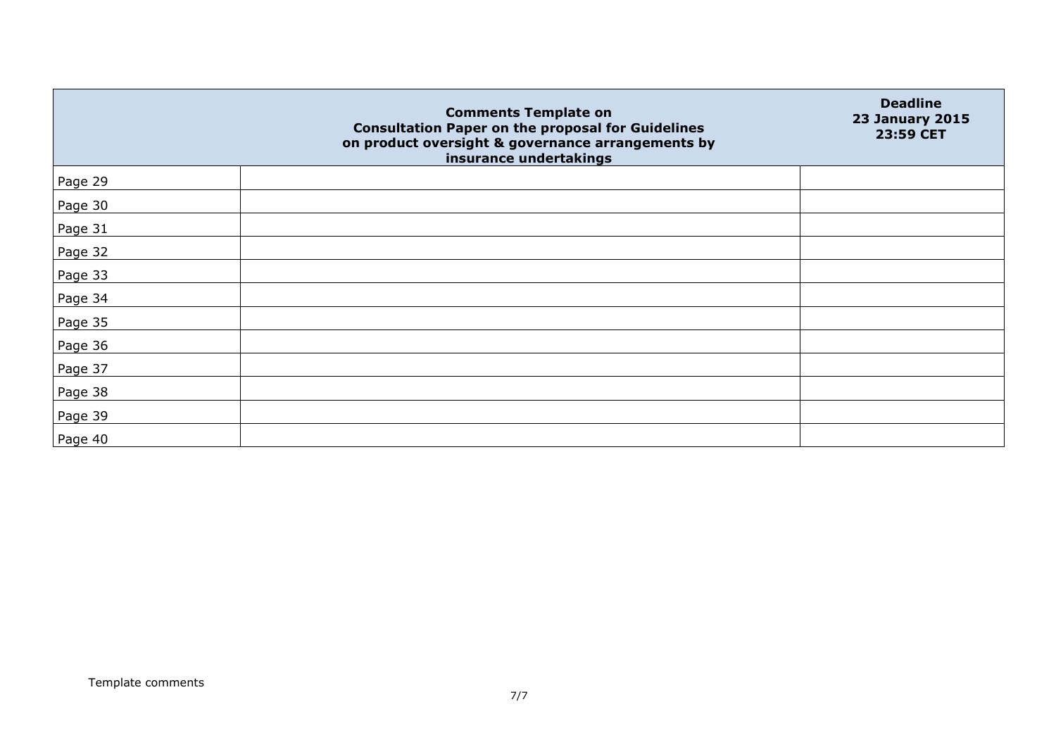| | Comments Template on Consultation Paper on the proposal for Guidelines on product oversight & governance arrangements by insurance undertakings | Deadline 23 January 2015 23:59 CET |
|---|---|---|
| Page 29 | | |
| Page 30 | | |
| Page 31 | | |
| Page 32 | | |
| Page 33 | | |
| Page 34 | | |
| Page 35 | | |
| Page 36 | | |
| Page 37 | | |
| Page 38 | | |
| Page 39 | | |
| Page 40 | | |